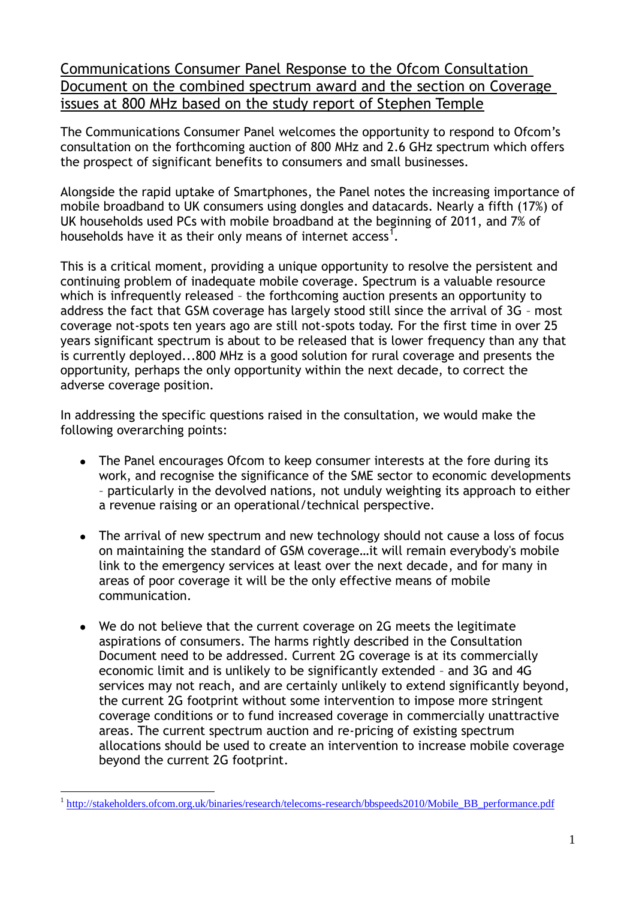# Communications Consumer Panel Response to the Ofcom Consultation Document on the combined spectrum award and the section on Coverage issues at 800 MHz based on the study report of Stephen Temple

The Communications Consumer Panel welcomes the opportunity to respond to Ofcom's consultation on the forthcoming auction of 800 MHz and 2.6 GHz spectrum which offers the prospect of significant benefits to consumers and small businesses.

Alongside the rapid uptake of Smartphones, the Panel notes the increasing importance of mobile broadband to UK consumers using dongles and datacards. Nearly a fifth (17%) of UK households used PCs with mobile broadband at the beginning of 2011, and 7% of households have it as their only means of internet access[1].

This is a critical moment, providing a unique opportunity to resolve the persistent and continuing problem of inadequate mobile coverage. Spectrum is a valuable resource which is infrequently released – the forthcoming auction presents an opportunity to address the fact that GSM coverage has largely stood still since the arrival of 3G – most coverage not-spots ten years ago are still not-spots today. For the first time in over 25 years significant spectrum is about to be released that is lower frequency than any that is currently deployed...800 MHz is a good solution for rural coverage and presents the opportunity, perhaps the only opportunity within the next decade, to correct the adverse coverage position.

In addressing the specific questions raised in the consultation, we would make the following overarching points:

- The Panel encourages Ofcom to keep consumer interests at the fore during its work, and recognise the significance of the SME sector to economic developments – particularly in the devolved nations, not unduly weighting its approach to either a revenue raising or an operational/technical perspective.
- The arrival of new spectrum and new technology should not cause a loss of focus on maintaining the standard of GSM coverage…it will remain everybody's mobile link to the emergency services at least over the next decade, and for many in areas of poor coverage it will be the only effective means of mobile communication.
- We do not believe that the current coverage on 2G meets the legitimate aspirations of consumers. The harms rightly described in the Consultation Document need to be addressed. Current 2G coverage is at its commercially economic limit and is unlikely to be significantly extended – and 3G and 4G services may not reach, and are certainly unlikely to extend significantly beyond, the current 2G footprint without some intervention to impose more stringent coverage conditions or to fund increased coverage in commercially unattractive areas. The current spectrum auction and re-pricing of existing spectrum allocations should be used to create an intervention to increase mobile coverage beyond the current 2G footprint.

[1] http://stakeholders.ofcom.org.uk/binaries/research/telecoms-research/bbspeeds2010/Mobile_BB_performance.pdf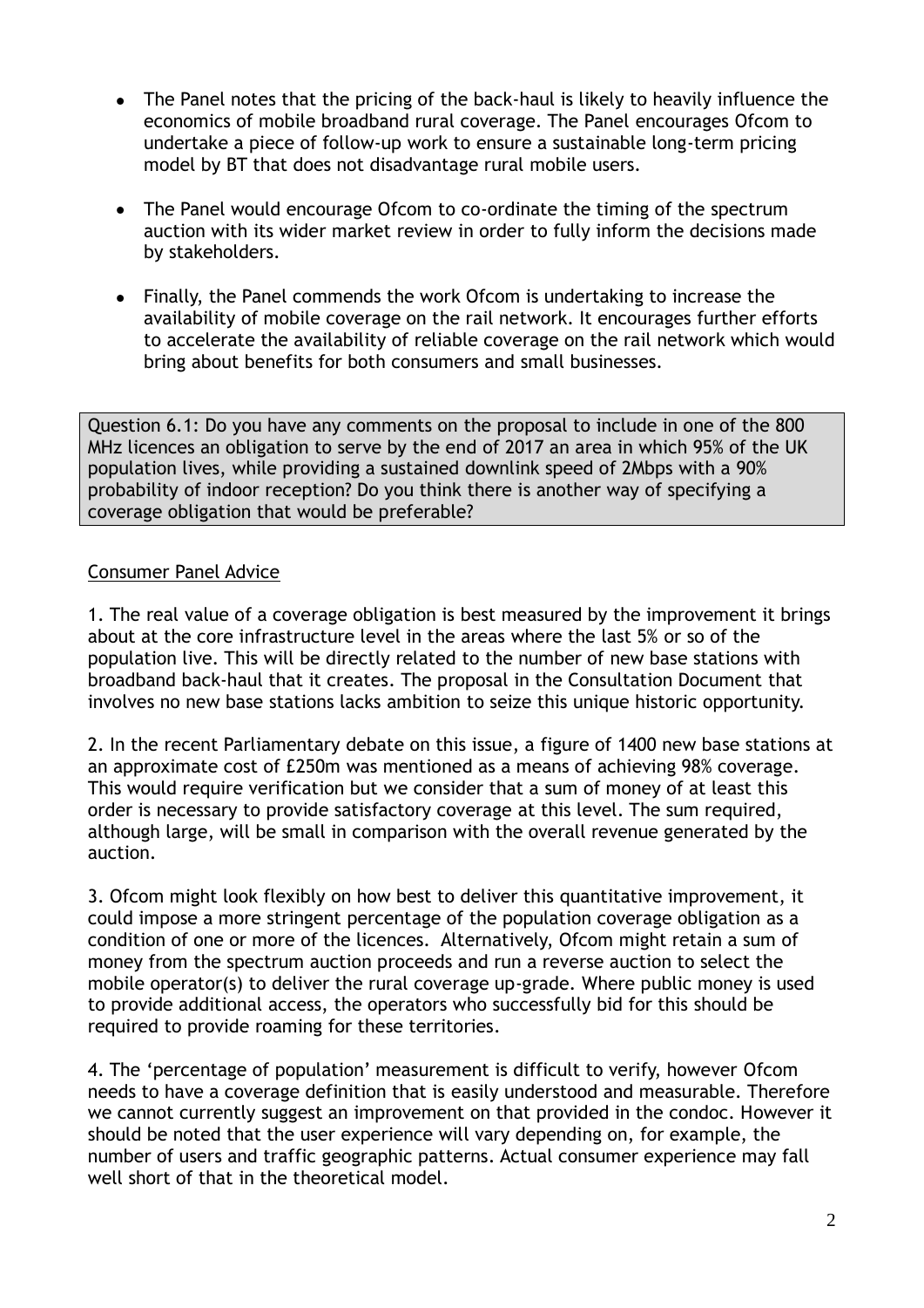- The Panel notes that the pricing of the back-haul is likely to heavily influence the economics of mobile broadband rural coverage. The Panel encourages Ofcom to undertake a piece of follow-up work to ensure a sustainable long-term pricing model by BT that does not disadvantage rural mobile users.

- The Panel would encourage Ofcom to co-ordinate the timing of the spectrum auction with its wider market review in order to fully inform the decisions made by stakeholders.

- Finally, the Panel commends the work Ofcom is undertaking to increase the availability of mobile coverage on the rail network. It encourages further efforts to accelerate the availability of reliable coverage on the rail network which would bring about benefits for both consumers and small businesses.

Question 6.1: Do you have any comments on the proposal to include in one of the 800 MHz licences an obligation to serve by the end of 2017 an area in which 95% of the UK population lives, while providing a sustained downlink speed of 2Mbps with a 90% probability of indoor reception? Do you think there is another way of specifying a coverage obligation that would be preferable?

<u>Consumer Panel Advice</u>

1. The real value of a coverage obligation is best measured by the improvement it brings about at the core infrastructure level in the areas where the last 5% or so of the population live. This will be directly related to the number of new base stations with broadband back-haul that it creates. The proposal in the Consultation Document that involves no new base stations lacks ambition to seize this unique historic opportunity.

2. In the recent Parliamentary debate on this issue, a figure of 1400 new base stations at an approximate cost of £250m was mentioned as a means of achieving 98% coverage. This would require verification but we consider that a sum of money of at least this order is necessary to provide satisfactory coverage at this level. The sum required, although large, will be small in comparison with the overall revenue generated by the auction.

3. Ofcom might look flexibly on how best to deliver this quantitative improvement, it could impose a more stringent percentage of the population coverage obligation as a condition of one or more of the licences. Alternatively, Ofcom might retain a sum of money from the spectrum auction proceeds and run a reverse auction to select the mobile operator(s) to deliver the rural coverage up-grade. Where public money is used to provide additional access, the operators who successfully bid for this should be required to provide roaming for these territories.

4. The 'percentage of population' measurement is difficult to verify, however Ofcom needs to have a coverage definition that is easily understood and measurable. Therefore we cannot currently suggest an improvement on that provided in the condoc. However it should be noted that the user experience will vary depending on, for example, the number of users and traffic geographic patterns. Actual consumer experience may fall well short of that in the theoretical model.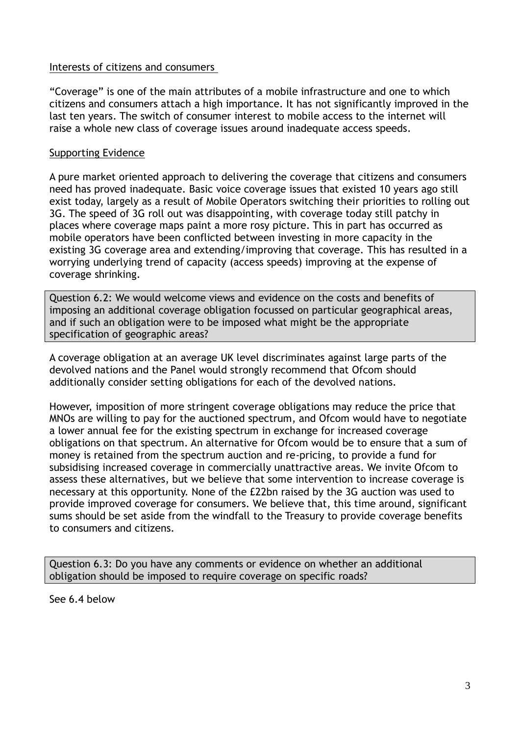Interests of citizens and consumers

"Coverage" is one of the main attributes of a mobile infrastructure and one to which citizens and consumers attach a high importance. It has not significantly improved in the last ten years. The switch of consumer interest to mobile access to the internet will raise a whole new class of coverage issues around inadequate access speeds.

Supporting Evidence

A pure market oriented approach to delivering the coverage that citizens and consumers need has proved inadequate. Basic voice coverage issues that existed 10 years ago still exist today, largely as a result of Mobile Operators switching their priorities to rolling out 3G. The speed of 3G roll out was disappointing, with coverage today still patchy in places where coverage maps paint a more rosy picture. This in part has occurred as mobile operators have been conflicted between investing in more capacity in the existing 3G coverage area and extending/improving that coverage. This has resulted in a worrying underlying trend of capacity (access speeds) improving at the expense of coverage shrinking.

> Question 6.2: We would welcome views and evidence on the costs and benefits of imposing an additional coverage obligation focussed on particular geographical areas, and if such an obligation were to be imposed what might be the appropriate specification of geographic areas?

A coverage obligation at an average UK level discriminates against large parts of the devolved nations and the Panel would strongly recommend that Ofcom should additionally consider setting obligations for each of the devolved nations.

However, imposition of more stringent coverage obligations may reduce the price that MNOs are willing to pay for the auctioned spectrum, and Ofcom would have to negotiate a lower annual fee for the existing spectrum in exchange for increased coverage obligations on that spectrum. An alternative for Ofcom would be to ensure that a sum of money is retained from the spectrum auction and re-pricing, to provide a fund for subsidising increased coverage in commercially unattractive areas. We invite Ofcom to assess these alternatives, but we believe that some intervention to increase coverage is necessary at this opportunity. None of the £22bn raised by the 3G auction was used to provide improved coverage for consumers. We believe that, this time around, significant sums should be set aside from the windfall to the Treasury to provide coverage benefits to consumers and citizens.

> Question 6.3: Do you have any comments or evidence on whether an additional obligation should be imposed to require coverage on specific roads?

See 6.4 below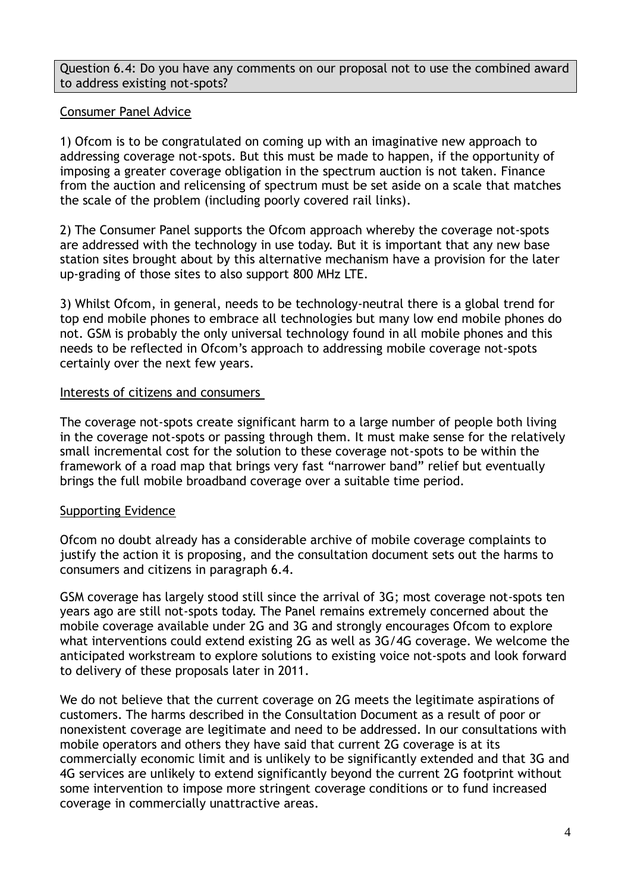Question 6.4: Do you have any comments on our proposal not to use the combined award to address existing not-spots?

<u>Consumer Panel Advice</u>

1) Ofcom is to be congratulated on coming up with an imaginative new approach to addressing coverage not-spots. But this must be made to happen, if the opportunity of imposing a greater coverage obligation in the spectrum auction is not taken. Finance from the auction and relicensing of spectrum must be set aside on a scale that matches the scale of the problem (including poorly covered rail links).

2) The Consumer Panel supports the Ofcom approach whereby the coverage not-spots are addressed with the technology in use today. But it is important that any new base station sites brought about by this alternative mechanism have a provision for the later up-grading of those sites to also support 800 MHz LTE.

3) Whilst Ofcom, in general, needs to be technology-neutral there is a global trend for top end mobile phones to embrace all technologies but many low end mobile phones do not. GSM is probably the only universal technology found in all mobile phones and this needs to be reflected in Ofcom's approach to addressing mobile coverage not-spots certainly over the next few years.

<u>Interests of citizens and consumers</u>

The coverage not-spots create significant harm to a large number of people both living in the coverage not-spots or passing through them. It must make sense for the relatively small incremental cost for the solution to these coverage not-spots to be within the framework of a road map that brings very fast "narrower band" relief but eventually brings the full mobile broadband coverage over a suitable time period.

<u>Supporting Evidence</u>

Ofcom no doubt already has a considerable archive of mobile coverage complaints to justify the action it is proposing, and the consultation document sets out the harms to consumers and citizens in paragraph 6.4.

GSM coverage has largely stood still since the arrival of 3G; most coverage not-spots ten years ago are still not-spots today. The Panel remains extremely concerned about the mobile coverage available under 2G and 3G and strongly encourages Ofcom to explore what interventions could extend existing 2G as well as 3G/4G coverage. We welcome the anticipated workstream to explore solutions to existing voice not-spots and look forward to delivery of these proposals later in 2011.

We do not believe that the current coverage on 2G meets the legitimate aspirations of customers. The harms described in the Consultation Document as a result of poor or nonexistent coverage are legitimate and need to be addressed. In our consultations with mobile operators and others they have said that current 2G coverage is at its commercially economic limit and is unlikely to be significantly extended and that 3G and 4G services are unlikely to extend significantly beyond the current 2G footprint without some intervention to impose more stringent coverage conditions or to fund increased coverage in commercially unattractive areas.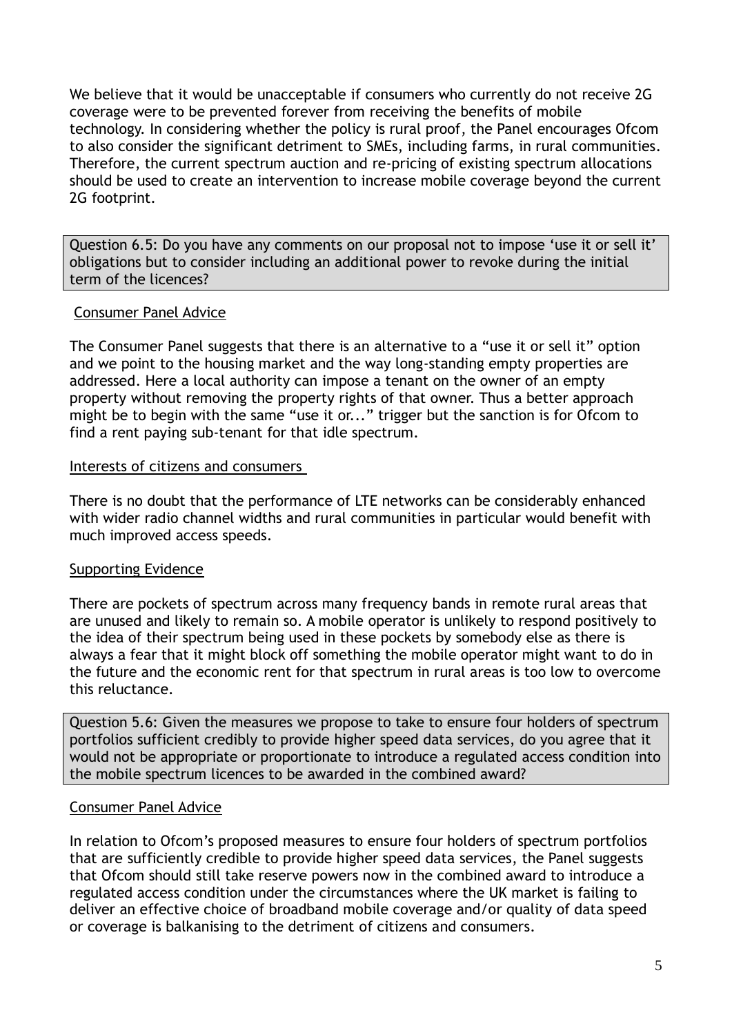We believe that it would be unacceptable if consumers who currently do not receive 2G coverage were to be prevented forever from receiving the benefits of mobile technology. In considering whether the policy is rural proof, the Panel encourages Ofcom to also consider the significant detriment to SMEs, including farms, in rural communities. Therefore, the current spectrum auction and re-pricing of existing spectrum allocations should be used to create an intervention to increase mobile coverage beyond the current 2G footprint.

Question 6.5: Do you have any comments on our proposal not to impose 'use it or sell it' obligations but to consider including an additional power to revoke during the initial term of the licences?

Consumer Panel Advice

The Consumer Panel suggests that there is an alternative to a "use it or sell it" option and we point to the housing market and the way long-standing empty properties are addressed. Here a local authority can impose a tenant on the owner of an empty property without removing the property rights of that owner. Thus a better approach might be to begin with the same "use it or..." trigger but the sanction is for Ofcom to find a rent paying sub-tenant for that idle spectrum.

Interests of citizens and consumers

There is no doubt that the performance of LTE networks can be considerably enhanced with wider radio channel widths and rural communities in particular would benefit with much improved access speeds.

Supporting Evidence

There are pockets of spectrum across many frequency bands in remote rural areas that are unused and likely to remain so. A mobile operator is unlikely to respond positively to the idea of their spectrum being used in these pockets by somebody else as there is always a fear that it might block off something the mobile operator might want to do in the future and the economic rent for that spectrum in rural areas is too low to overcome this reluctance.

Question 5.6: Given the measures we propose to take to ensure four holders of spectrum portfolios sufficient credibly to provide higher speed data services, do you agree that it would not be appropriate or proportionate to introduce a regulated access condition into the mobile spectrum licences to be awarded in the combined award?

Consumer Panel Advice

In relation to Ofcom's proposed measures to ensure four holders of spectrum portfolios that are sufficiently credible to provide higher speed data services, the Panel suggests that Ofcom should still take reserve powers now in the combined award to introduce a regulated access condition under the circumstances where the UK market is failing to deliver an effective choice of broadband mobile coverage and/or quality of data speed or coverage is balkanising to the detriment of citizens and consumers.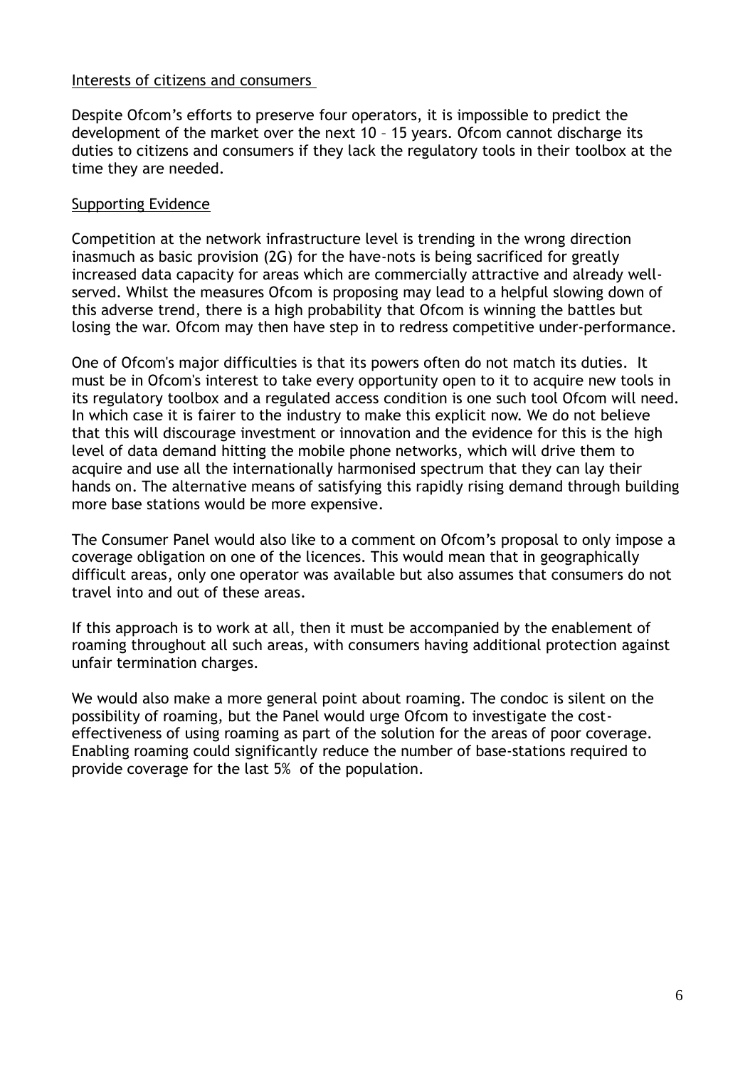Interests of citizens and consumers

Despite Ofcom's efforts to preserve four operators, it is impossible to predict the development of the market over the next 10 – 15 years. Ofcom cannot discharge its duties to citizens and consumers if they lack the regulatory tools in their toolbox at the time they are needed.

Supporting Evidence

Competition at the network infrastructure level is trending in the wrong direction inasmuch as basic provision (2G) for the have-nots is being sacrificed for greatly increased data capacity for areas which are commercially attractive and already well-served. Whilst the measures Ofcom is proposing may lead to a helpful slowing down of this adverse trend, there is a high probability that Ofcom is winning the battles but losing the war. Ofcom may then have step in to redress competitive under-performance.

One of Ofcom's major difficulties is that its powers often do not match its duties. It must be in Ofcom's interest to take every opportunity open to it to acquire new tools in its regulatory toolbox and a regulated access condition is one such tool Ofcom will need. In which case it is fairer to the industry to make this explicit now. We do not believe that this will discourage investment or innovation and the evidence for this is the high level of data demand hitting the mobile phone networks, which will drive them to acquire and use all the internationally harmonised spectrum that they can lay their hands on. The alternative means of satisfying this rapidly rising demand through building more base stations would be more expensive.

The Consumer Panel would also like to a comment on Ofcom's proposal to only impose a coverage obligation on one of the licences. This would mean that in geographically difficult areas, only one operator was available but also assumes that consumers do not travel into and out of these areas.

If this approach is to work at all, then it must be accompanied by the enablement of roaming throughout all such areas, with consumers having additional protection against unfair termination charges.

We would also make a more general point about roaming. The condoc is silent on the possibility of roaming, but the Panel would urge Ofcom to investigate the cost-effectiveness of using roaming as part of the solution for the areas of poor coverage. Enabling roaming could significantly reduce the number of base-stations required to provide coverage for the last 5% of the population.